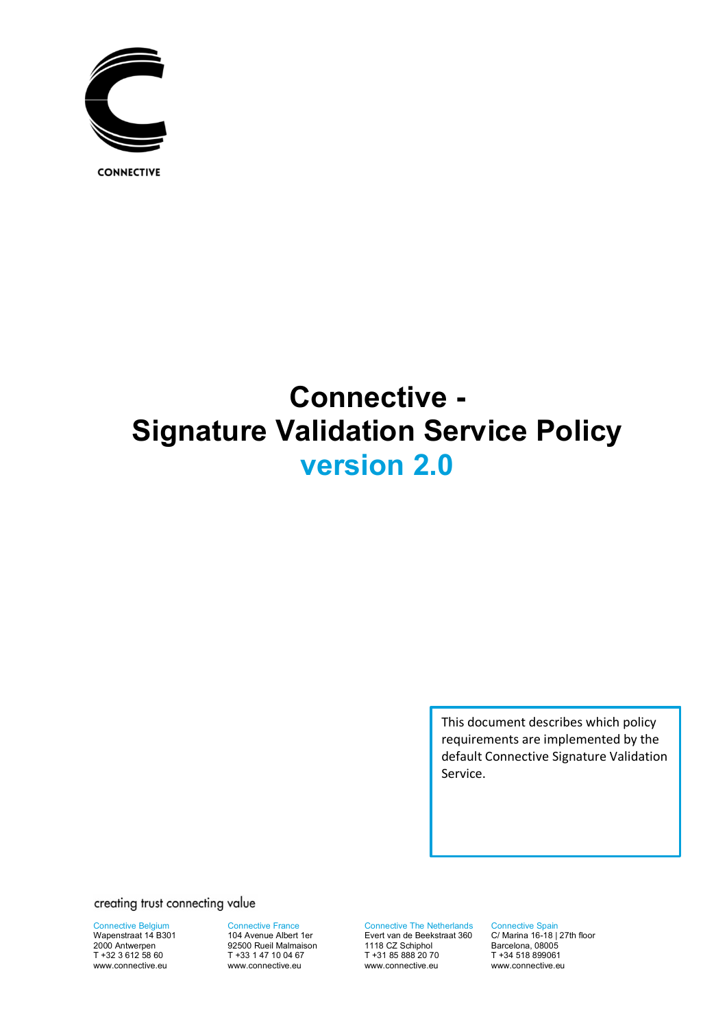CONNECTIVE

# Connective - Signature Validation Service Policy version 2.0

This document describes which policy requirements are implemented by the default Connective Signature Validation Service.

creating trust connecting value

Connective Belgium
Wapenstraat 14 B301
2000 Antwerpen
T +32 3 612 58 60
www.connective.eu

Connective France
104 Avenue Albert 1er
92500 Rueil Malmaison
T +33 1 47 10 04 67
www.connective.eu

Connective The Netherlands
Evert van de Beekstraat 360
1118 CZ Schiphol
T +31 85 888 20 70
www.connective.eu

Connective Spain
C/ Marina 16-18 | 27th floor
Barcelona, 08005
T +34 518 899061
www.connective.eu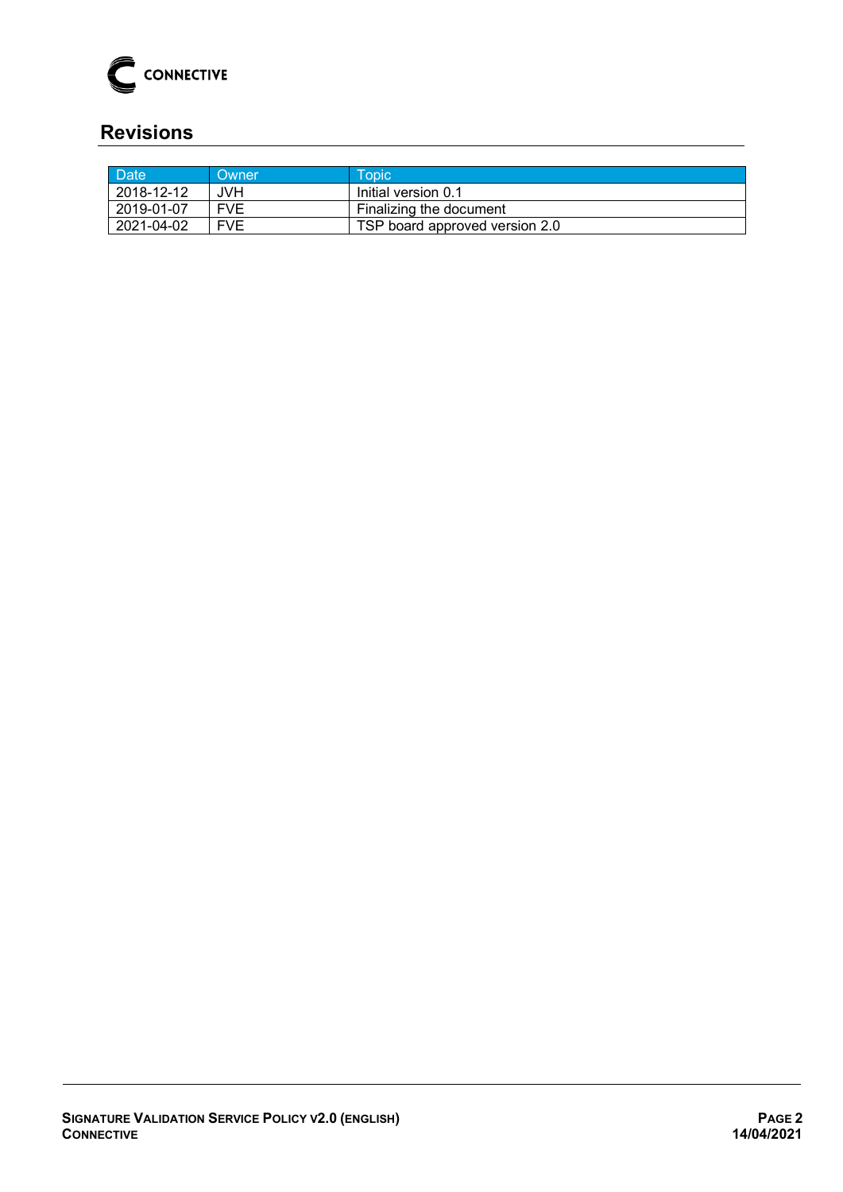## Revisions

| Date | Owner | Topic |
|---|---|---|
| 2018-12-12 | JVH | Initial version 0.1 |
| 2019-01-07 | FVE | Finalizing the document |
| 2021-04-02 | FVE | TSP board approved version 2.0 |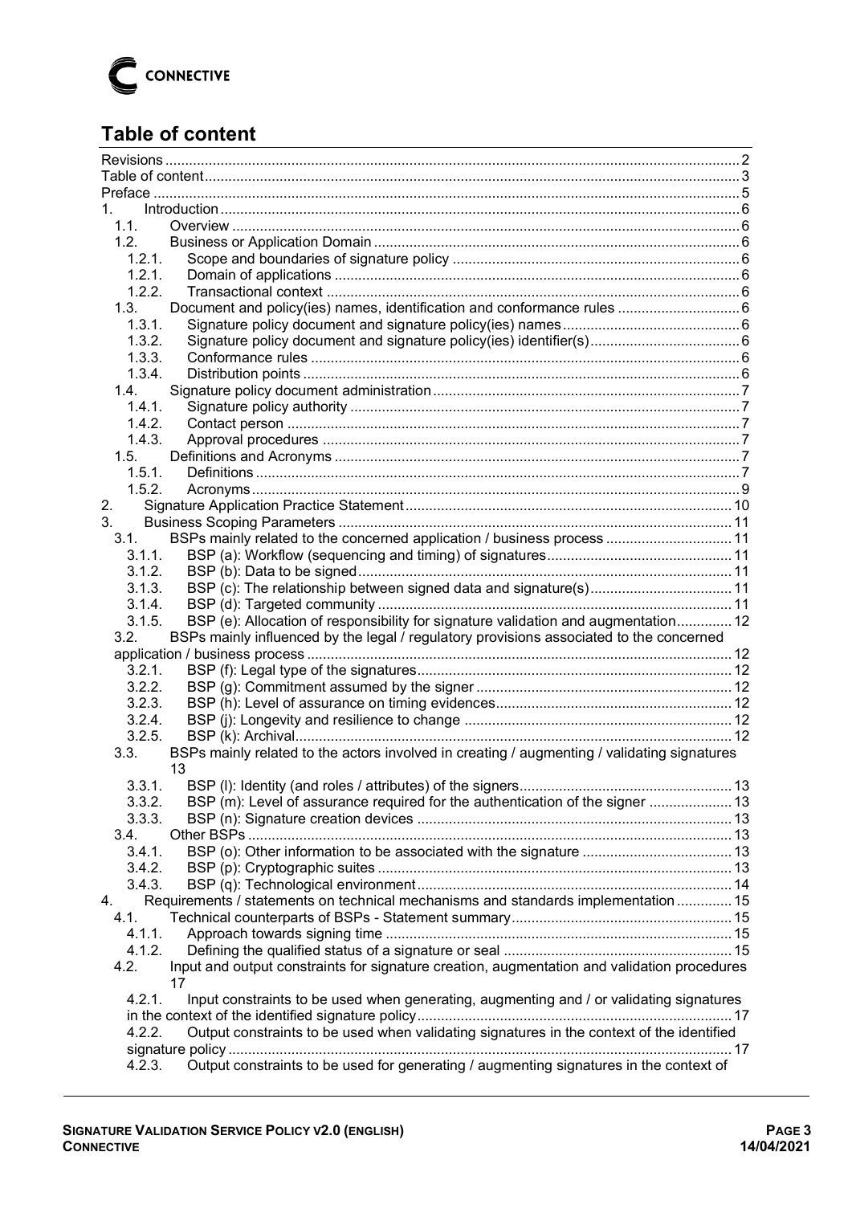## Table of content

Revisions ..... 2
Table of content ..... 3
Preface ..... 5
1. Introduction ..... 6
  1.1. Overview ..... 6
  1.2. Business or Application Domain ..... 6
    1.2.1. Scope and boundaries of signature policy ..... 6
    1.2.1. Domain of applications ..... 6
    1.2.2. Transactional context ..... 6
  1.3. Document and policy(ies) names, identification and conformance rules ..... 6
    1.3.1. Signature policy document and signature policy(ies) names ..... 6
    1.3.2. Signature policy document and signature policy(ies) identifier(s) ..... 6
    1.3.3. Conformance rules ..... 6
    1.3.4. Distribution points ..... 6
  1.4. Signature policy document administration ..... 7
    1.4.1. Signature policy authority ..... 7
    1.4.2. Contact person ..... 7
    1.4.3. Approval procedures ..... 7
  1.5. Definitions and Acronyms ..... 7
    1.5.1. Definitions ..... 7
    1.5.2. Acronyms ..... 9
2. Signature Application Practice Statement ..... 10
3. Business Scoping Parameters ..... 11
  3.1. BSPs mainly related to the concerned application / business process ..... 11
    3.1.1. BSP (a): Workflow (sequencing and timing) of signatures ..... 11
    3.1.2. BSP (b): Data to be signed ..... 11
    3.1.3. BSP (c): The relationship between signed data and signature(s) ..... 11
    3.1.4. BSP (d): Targeted community ..... 11
    3.1.5. BSP (e): Allocation of responsibility for signature validation and augmentation ..... 12
  3.2. BSPs mainly influenced by the legal / regulatory provisions associated to the concerned application / business process ..... 12
    3.2.1. BSP (f): Legal type of the signatures ..... 12
    3.2.2. BSP (g): Commitment assumed by the signer ..... 12
    3.2.3. BSP (h): Level of assurance on timing evidences ..... 12
    3.2.4. BSP (j): Longevity and resilience to change ..... 12
    3.2.5. BSP (k): Archival ..... 12
  3.3. BSPs mainly related to the actors involved in creating / augmenting / validating signatures ..... 13
    3.3.1. BSP (l): Identity (and roles / attributes) of the signers ..... 13
    3.3.2. BSP (m): Level of assurance required for the authentication of the signer ..... 13
    3.3.3. BSP (n): Signature creation devices ..... 13
  3.4. Other BSPs ..... 13
    3.4.1. BSP (o): Other information to be associated with the signature ..... 13
    3.4.2. BSP (p): Cryptographic suites ..... 13
    3.4.3. BSP (q): Technological environment ..... 14
4. Requirements / statements on technical mechanisms and standards implementation ..... 15
  4.1. Technical counterparts of BSPs - Statement summary ..... 15
    4.1.1. Approach towards signing time ..... 15
    4.1.2. Defining the qualified status of a signature or seal ..... 15
  4.2. Input and output constraints for signature creation, augmentation and validation procedures ..... 17
    4.2.1. Input constraints to be used when generating, augmenting and / or validating signatures in the context of the identified signature policy ..... 17
    4.2.2. Output constraints to be used when validating signatures in the context of the identified signature policy ..... 17
    4.2.3. Output constraints to be used for generating / augmenting signatures in the context of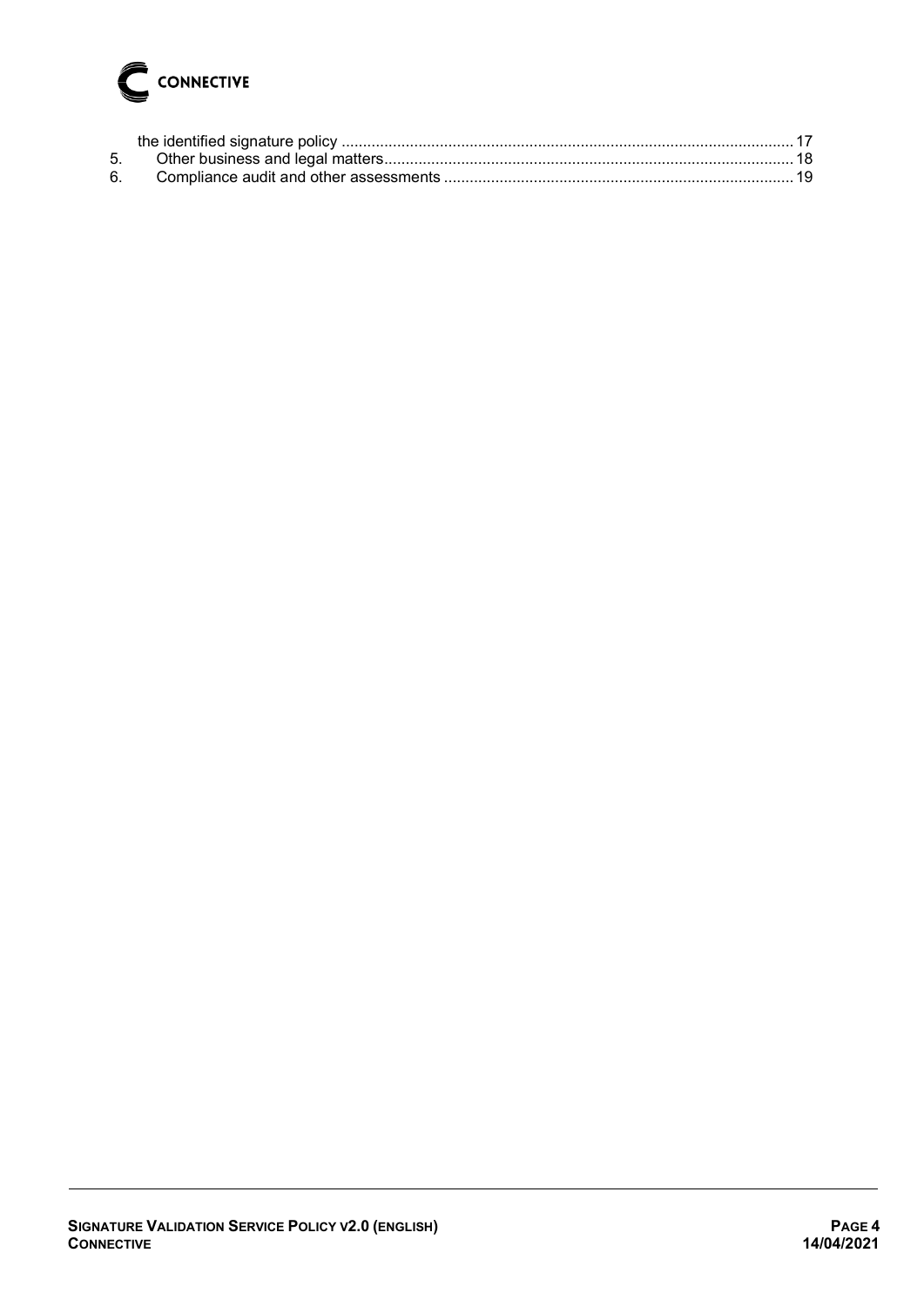the identified signature policy ........................................................................................................ 17

5. Other business and legal matters............................................................................................... 18

6. Compliance audit and other assessments ................................................................................. 19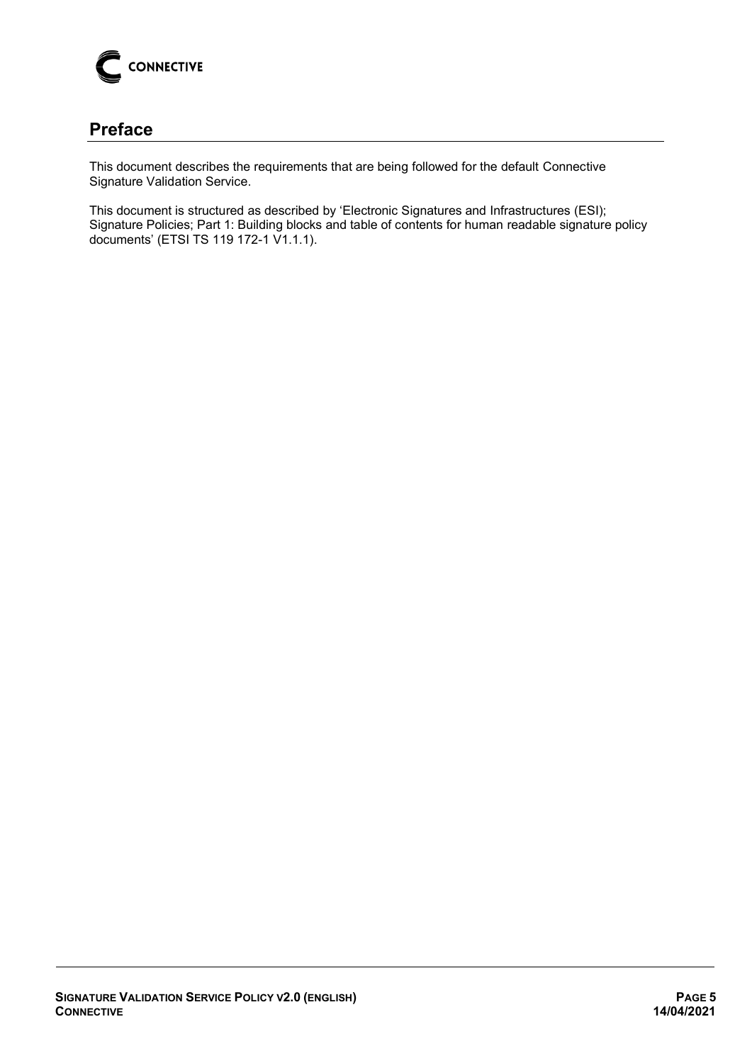# Preface

This document describes the requirements that are being followed for the default Connective Signature Validation Service.

This document is structured as described by 'Electronic Signatures and Infrastructures (ESI); Signature Policies; Part 1: Building blocks and table of contents for human readable signature policy documents' (ETSI TS 119 172-1 V1.1.1).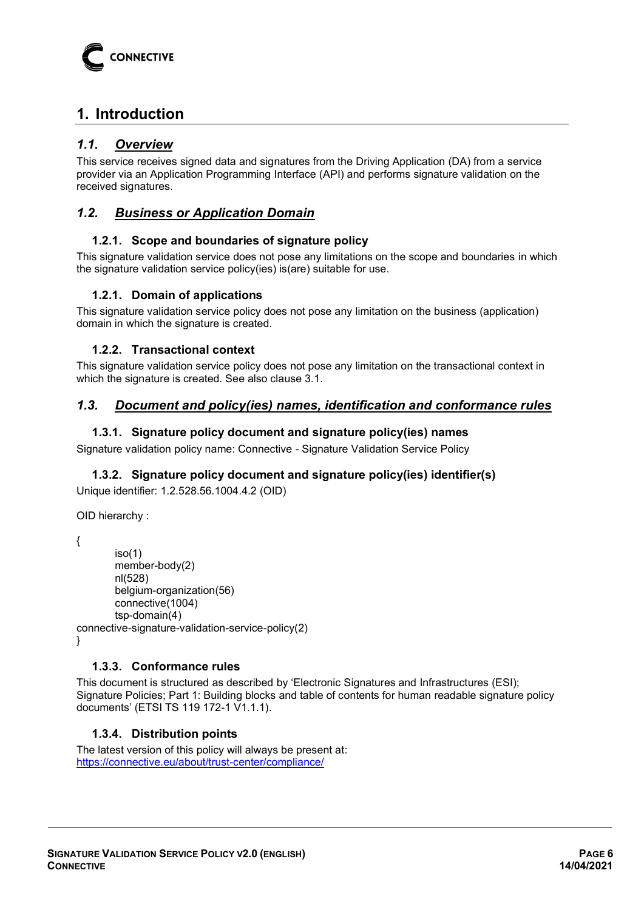# 1. Introduction

## *1.1. Overview*

This service receives signed data and signatures from the Driving Application (DA) from a service provider via an Application Programming Interface (API) and performs signature validation on the received signatures.

## *1.2. Business or Application Domain*

### 1.2.1. Scope and boundaries of signature policy

This signature validation service does not pose any limitations on the scope and boundaries in which the signature validation service policy(ies) is(are) suitable for use.

### 1.2.1. Domain of applications

This signature validation service policy does not pose any limitation on the business (application) domain in which the signature is created.

### 1.2.2. Transactional context

This signature validation service policy does not pose any limitation on the transactional context in which the signature is created. See also clause 3.1.

## *1.3. Document and policy(ies) names, identification and conformance rules*

### 1.3.1. Signature policy document and signature policy(ies) names

Signature validation policy name: Connective - Signature Validation Service Policy

### 1.3.2. Signature policy document and signature policy(ies) identifier(s)

Unique identifier: 1.2.528.56.1004.4.2 (OID)

OID hierarchy :

```
{
        iso(1)
        member-body(2)
        nl(528)
        belgium-organization(56)
        connective(1004)
        tsp-domain(4)
connective-signature-validation-service-policy(2)
}
```

### 1.3.3. Conformance rules

This document is structured as described by 'Electronic Signatures and Infrastructures (ESI); Signature Policies; Part 1: Building blocks and table of contents for human readable signature policy documents' (ETSI TS 119 172-1 V1.1.1).

### 1.3.4. Distribution points

The latest version of this policy will always be present at:
https://connective.eu/about/trust-center/compliance/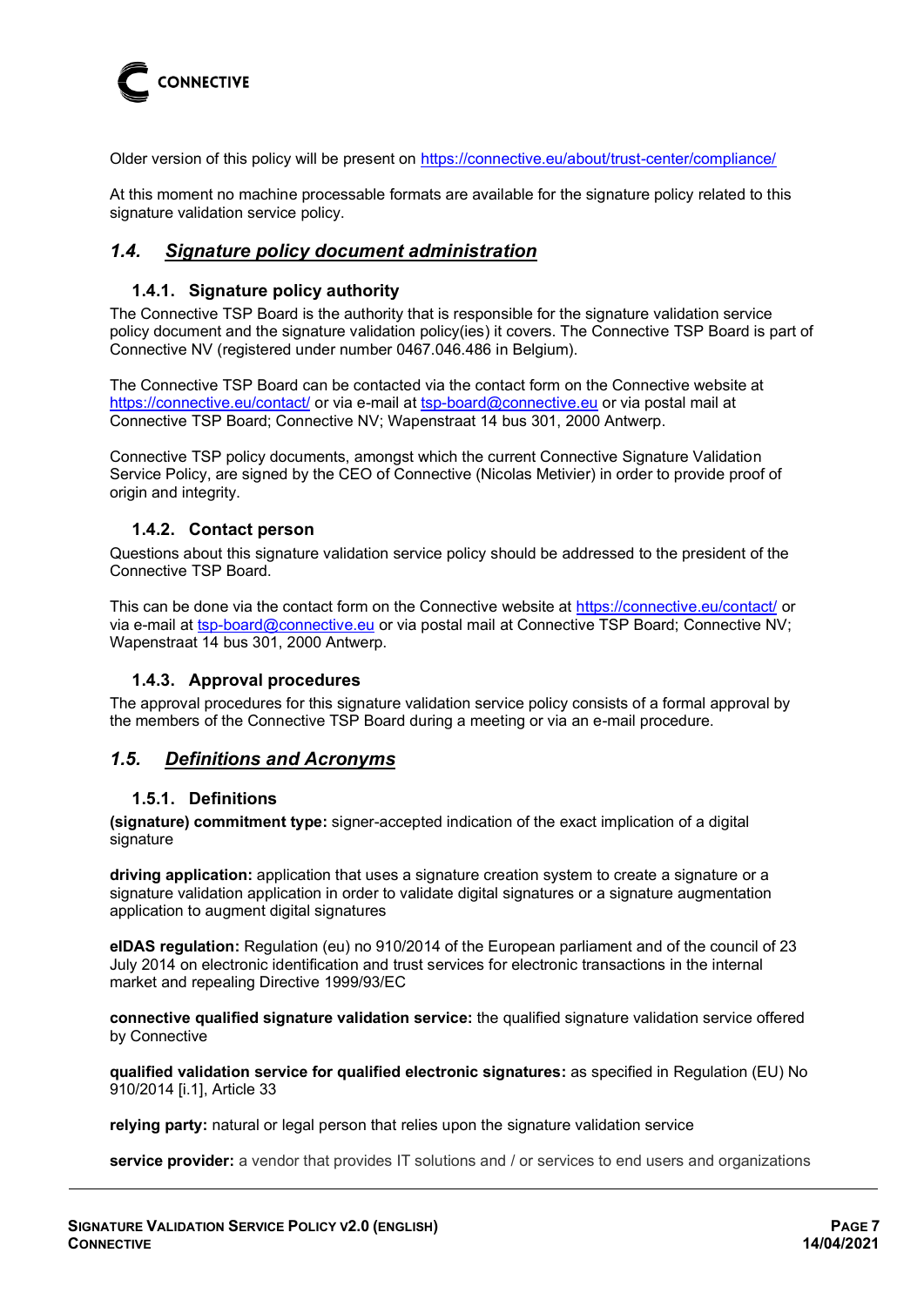Older version of this policy will be present on https://connective.eu/about/trust-center/compliance/

At this moment no machine processable formats are available for the signature policy related to this signature validation service policy.

## *1.4. Signature policy document administration*

### 1.4.1. Signature policy authority

The Connective TSP Board is the authority that is responsible for the signature validation service policy document and the signature validation policy(ies) it covers. The Connective TSP Board is part of Connective NV (registered under number 0467.046.486 in Belgium).

The Connective TSP Board can be contacted via the contact form on the Connective website at https://connective.eu/contact/ or via e-mail at tsp-board@connective.eu or via postal mail at Connective TSP Board; Connective NV; Wapenstraat 14 bus 301, 2000 Antwerp.

Connective TSP policy documents, amongst which the current Connective Signature Validation Service Policy, are signed by the CEO of Connective (Nicolas Metivier) in order to provide proof of origin and integrity.

### 1.4.2. Contact person

Questions about this signature validation service policy should be addressed to the president of the Connective TSP Board.

This can be done via the contact form on the Connective website at https://connective.eu/contact/ or via e-mail at tsp-board@connective.eu or via postal mail at Connective TSP Board; Connective NV; Wapenstraat 14 bus 301, 2000 Antwerp.

### 1.4.3. Approval procedures

The approval procedures for this signature validation service policy consists of a formal approval by the members of the Connective TSP Board during a meeting or via an e-mail procedure.

## *1.5. Definitions and Acronyms*

### 1.5.1. Definitions

**(signature) commitment type:** signer-accepted indication of the exact implication of a digital signature

**driving application:** application that uses a signature creation system to create a signature or a signature validation application in order to validate digital signatures or a signature augmentation application to augment digital signatures

**eIDAS regulation:** Regulation (eu) no 910/2014 of the European parliament and of the council of 23 July 2014 on electronic identification and trust services for electronic transactions in the internal market and repealing Directive 1999/93/EC

**connective qualified signature validation service:** the qualified signature validation service offered by Connective

**qualified validation service for qualified electronic signatures:** as specified in Regulation (EU) No 910/2014 [i.1], Article 33

**relying party:** natural or legal person that relies upon the signature validation service

**service provider:** a vendor that provides IT solutions and / or services to end users and organizations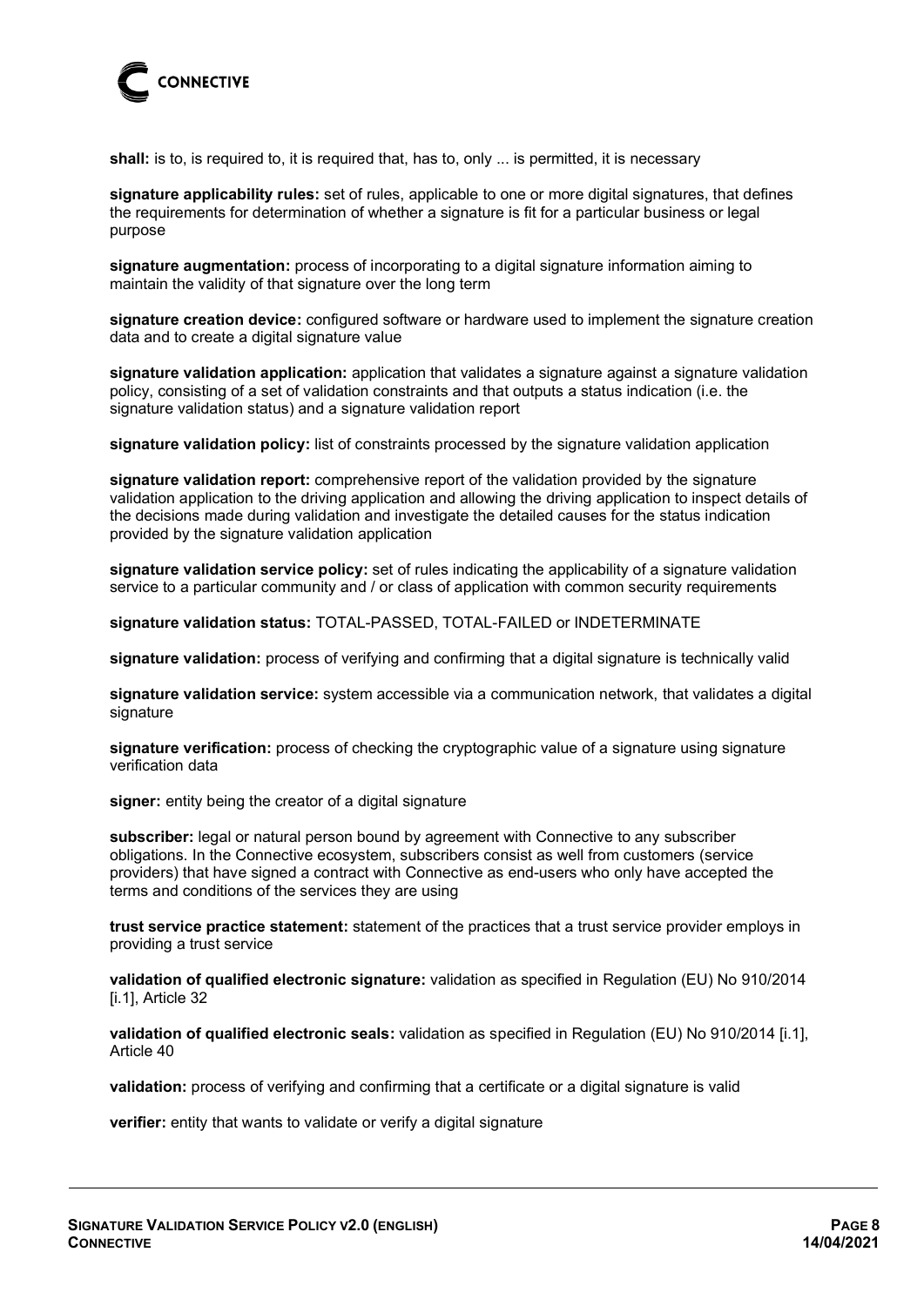**shall:** is to, is required to, it is required that, has to, only ... is permitted, it is necessary

**signature applicability rules:** set of rules, applicable to one or more digital signatures, that defines the requirements for determination of whether a signature is fit for a particular business or legal purpose

**signature augmentation:** process of incorporating to a digital signature information aiming to maintain the validity of that signature over the long term

**signature creation device:** configured software or hardware used to implement the signature creation data and to create a digital signature value

**signature validation application:** application that validates a signature against a signature validation policy, consisting of a set of validation constraints and that outputs a status indication (i.e. the signature validation status) and a signature validation report

**signature validation policy:** list of constraints processed by the signature validation application

**signature validation report:** comprehensive report of the validation provided by the signature validation application to the driving application and allowing the driving application to inspect details of the decisions made during validation and investigate the detailed causes for the status indication provided by the signature validation application

**signature validation service policy:** set of rules indicating the applicability of a signature validation service to a particular community and / or class of application with common security requirements

**signature validation status:** TOTAL-PASSED, TOTAL-FAILED or INDETERMINATE

**signature validation:** process of verifying and confirming that a digital signature is technically valid

**signature validation service:** system accessible via a communication network, that validates a digital signature

**signature verification:** process of checking the cryptographic value of a signature using signature verification data

**signer:** entity being the creator of a digital signature

**subscriber:** legal or natural person bound by agreement with Connective to any subscriber obligations. In the Connective ecosystem, subscribers consist as well from customers (service providers) that have signed a contract with Connective as end-users who only have accepted the terms and conditions of the services they are using

**trust service practice statement:** statement of the practices that a trust service provider employs in providing a trust service

**validation of qualified electronic signature:** validation as specified in Regulation (EU) No 910/2014 [i.1], Article 32

**validation of qualified electronic seals:** validation as specified in Regulation (EU) No 910/2014 [i.1], Article 40

**validation:** process of verifying and confirming that a certificate or a digital signature is valid

**verifier:** entity that wants to validate or verify a digital signature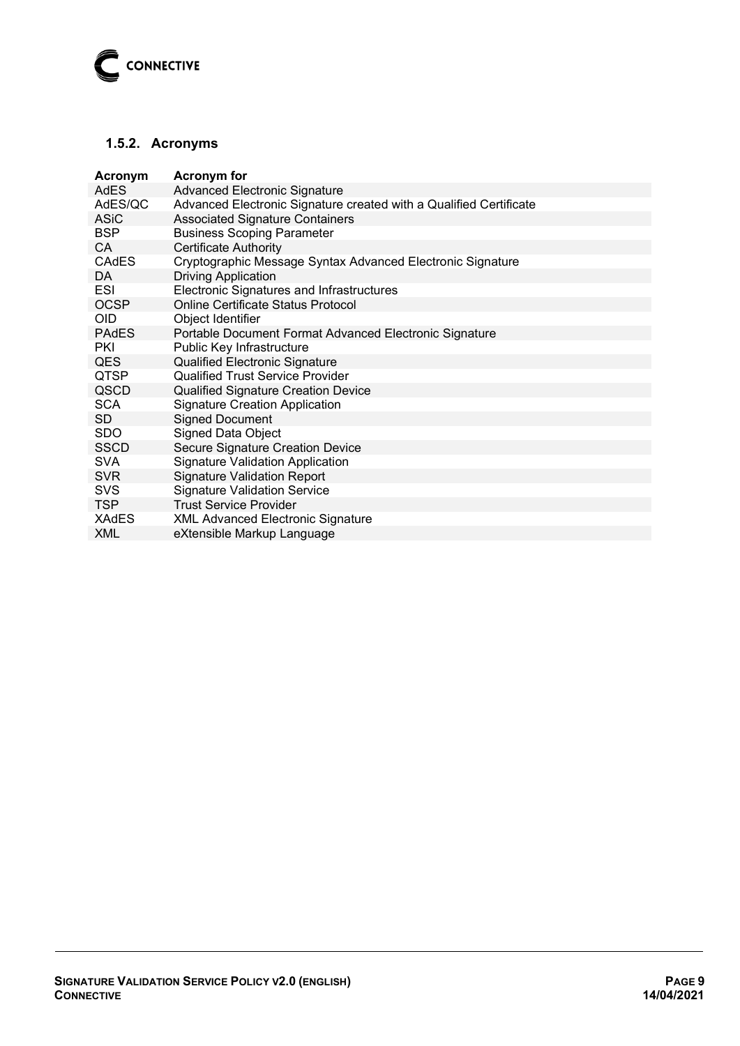### 1.5.2. Acronyms

| Acronym | Acronym for |
| --- | --- |
| AdES | Advanced Electronic Signature |
| AdES/QC | Advanced Electronic Signature created with a Qualified Certificate |
| ASiC | Associated Signature Containers |
| BSP | Business Scoping Parameter |
| CA | Certificate Authority |
| CAdES | Cryptographic Message Syntax Advanced Electronic Signature |
| DA | Driving Application |
| ESI | Electronic Signatures and Infrastructures |
| OCSP | Online Certificate Status Protocol |
| OID | Object Identifier |
| PAdES | Portable Document Format Advanced Electronic Signature |
| PKI | Public Key Infrastructure |
| QES | Qualified Electronic Signature |
| QTSP | Qualified Trust Service Provider |
| QSCD | Qualified Signature Creation Device |
| SCA | Signature Creation Application |
| SD | Signed Document |
| SDO | Signed Data Object |
| SSCD | Secure Signature Creation Device |
| SVA | Signature Validation Application |
| SVR | Signature Validation Report |
| SVS | Signature Validation Service |
| TSP | Trust Service Provider |
| XAdES | XML Advanced Electronic Signature |
| XML | eXtensible Markup Language |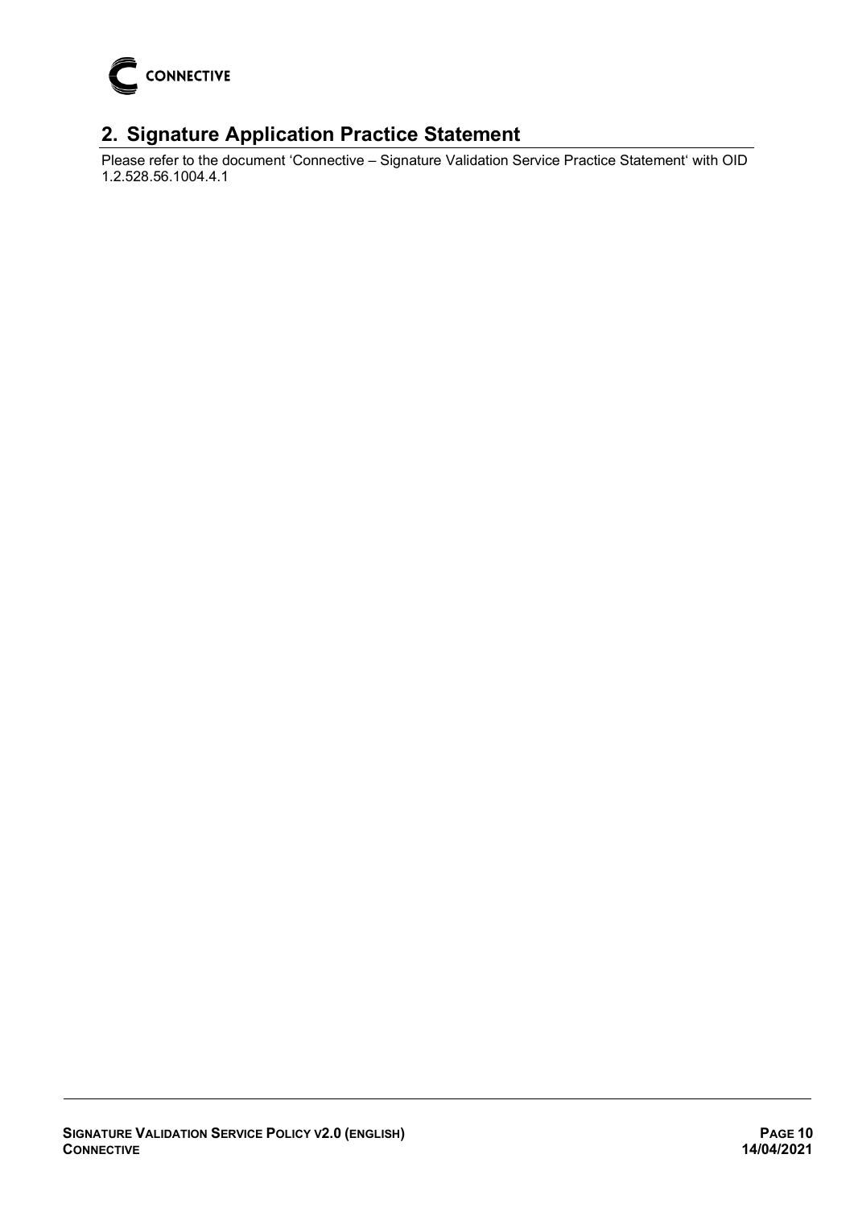## 2. Signature Application Practice Statement

Please refer to the document 'Connective – Signature Validation Service Practice Statement' with OID 1.2.528.56.1004.4.1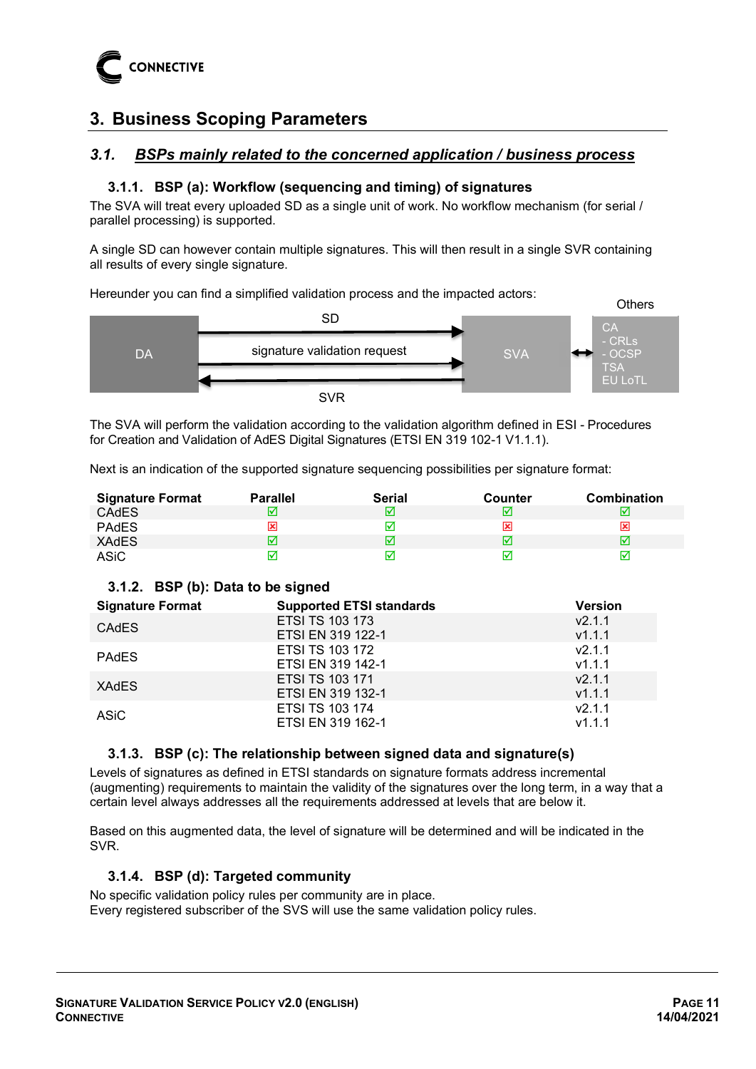# 3. Business Scoping Parameters

## *3.1. BSPs mainly related to the concerned application / business process*

### 3.1.1. BSP (a): Workflow (sequencing and timing) of signatures

The SVA will treat every uploaded SD as a single unit of work. No workflow mechanism (for serial / parallel processing) is supported.

A single SD can however contain multiple signatures. This will then result in a single SVR containing all results of every single signature.

Hereunder you can find a simplified validation process and the impacted actors:

Others

SD

DA

signature validation request

SVA

CA
- CRLs
- OCSP
TSA
EU LoTL

SVR

The SVA will perform the validation according to the validation algorithm defined in ESI - Procedures for Creation and Validation of AdES Digital Signatures (ETSI EN 319 102-1 V1.1.1).

Next is an indication of the supported signature sequencing possibilities per signature format:

| Signature Format | Parallel | Serial | Counter | Combination |
|---|---|---|---|---|
| CAdES | ☑ | ☑ | ☑ | ☑ |
| PAdES | ☒ | ☑ | ☒ | ☒ |
| XAdES | ☑ | ☑ | ☑ | ☑ |
| ASiC | ☑ | ☑ | ☑ | ☑ |

### 3.1.2. BSP (b): Data to be signed

| Signature Format | Supported ETSI standards | Version |
|---|---|---|
| CAdES | ETSI TS 103 173<br>ETSI EN 319 122-1 | v2.1.1<br>v1.1.1 |
| PAdES | ETSI TS 103 172<br>ETSI EN 319 142-1 | v2.1.1<br>v1.1.1 |
| XAdES | ETSI TS 103 171<br>ETSI EN 319 132-1 | v2.1.1<br>v1.1.1 |
| ASiC | ETSI TS 103 174<br>ETSI EN 319 162-1 | v2.1.1<br>v1.1.1 |

### 3.1.3. BSP (c): The relationship between signed data and signature(s)

Levels of signatures as defined in ETSI standards on signature formats address incremental (augmenting) requirements to maintain the validity of the signatures over the long term, in a way that a certain level always addresses all the requirements addressed at levels that are below it.

Based on this augmented data, the level of signature will be determined and will be indicated in the SVR.

### 3.1.4. BSP (d): Targeted community

No specific validation policy rules per community are in place.
Every registered subscriber of the SVS will use the same validation policy rules.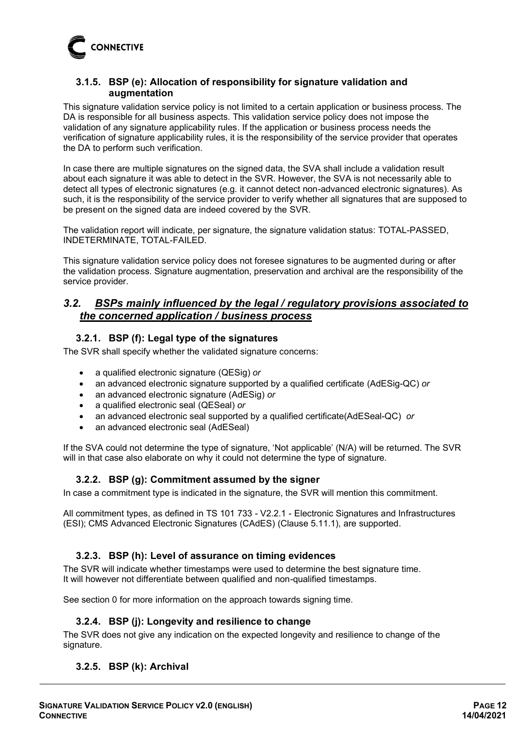### 3.1.5. BSP (e): Allocation of responsibility for signature validation and augmentation

This signature validation service policy is not limited to a certain application or business process. The DA is responsible for all business aspects. This validation service policy does not impose the validation of any signature applicability rules. If the application or business process needs the verification of signature applicability rules, it is the responsibility of the service provider that operates the DA to perform such verification.

In case there are multiple signatures on the signed data, the SVA shall include a validation result about each signature it was able to detect in the SVR. However, the SVA is not necessarily able to detect all types of electronic signatures (e.g. it cannot detect non-advanced electronic signatures). As such, it is the responsibility of the service provider to verify whether all signatures that are supposed to be present on the signed data are indeed covered by the SVR.

The validation report will indicate, per signature, the signature validation status: TOTAL-PASSED, INDETERMINATE, TOTAL-FAILED.

This signature validation service policy does not foresee signatures to be augmented during or after the validation process. Signature augmentation, preservation and archival are the responsibility of the service provider.

## *3.2. BSPs mainly influenced by the legal / regulatory provisions associated to the concerned application / business process*

### 3.2.1. BSP (f): Legal type of the signatures

The SVR shall specify whether the validated signature concerns:

- a qualified electronic signature (QESig) *or*
- an advanced electronic signature supported by a qualified certificate (AdESig-QC) *or*
- an advanced electronic signature (AdESig) *or*
- a qualified electronic seal (QESeal) *or*
- an advanced electronic seal supported by a qualified certificate(AdESeal-QC) *or*
- an advanced electronic seal (AdESeal)

If the SVA could not determine the type of signature, 'Not applicable' (N/A) will be returned. The SVR will in that case also elaborate on why it could not determine the type of signature.

### 3.2.2. BSP (g): Commitment assumed by the signer

In case a commitment type is indicated in the signature, the SVR will mention this commitment.

All commitment types, as defined in TS 101 733 - V2.2.1 - Electronic Signatures and Infrastructures (ESI); CMS Advanced Electronic Signatures (CAdES) (Clause 5.11.1), are supported.

### 3.2.3. BSP (h): Level of assurance on timing evidences

The SVR will indicate whether timestamps were used to determine the best signature time.
It will however not differentiate between qualified and non-qualified timestamps.

See section 0 for more information on the approach towards signing time.

### 3.2.4. BSP (j): Longevity and resilience to change

The SVR does not give any indication on the expected longevity and resilience to change of the signature.

### 3.2.5. BSP (k): Archival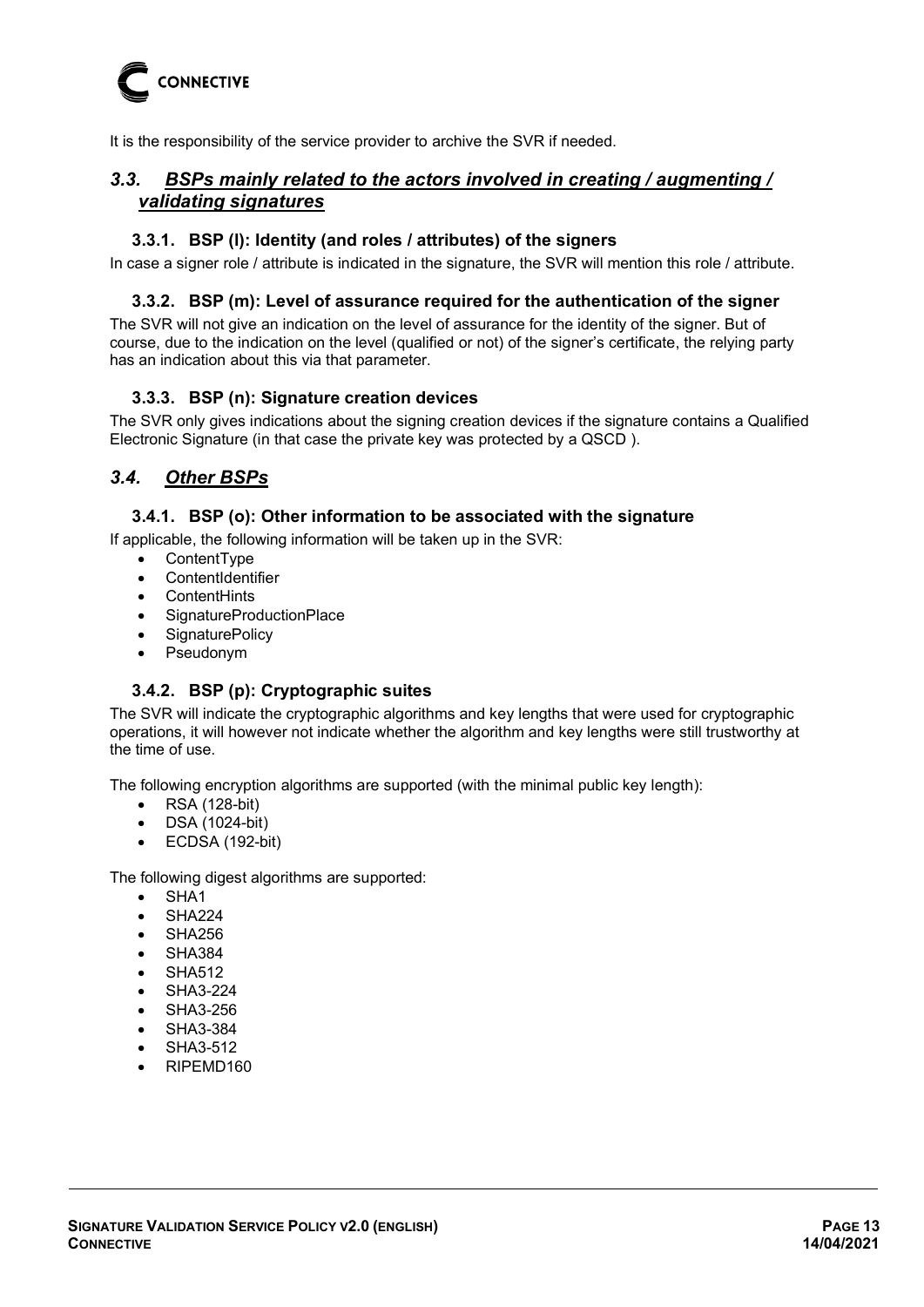It is the responsibility of the service provider to archive the SVR if needed.

## *3.3. BSPs mainly related to the actors involved in creating / augmenting / validating signatures*

### 3.3.1. BSP (l): Identity (and roles / attributes) of the signers

In case a signer role / attribute is indicated in the signature, the SVR will mention this role / attribute.

### 3.3.2. BSP (m): Level of assurance required for the authentication of the signer

The SVR will not give an indication on the level of assurance for the identity of the signer. But of course, due to the indication on the level (qualified or not) of the signer's certificate, the relying party has an indication about this via that parameter.

### 3.3.3. BSP (n): Signature creation devices

The SVR only gives indications about the signing creation devices if the signature contains a Qualified Electronic Signature (in that case the private key was protected by a QSCD ).

## *3.4. Other BSPs*

### 3.4.1. BSP (o): Other information to be associated with the signature

If applicable, the following information will be taken up in the SVR:

- ContentType
- ContentIdentifier
- ContentHints
- SignatureProductionPlace
- SignaturePolicy
- Pseudonym

### 3.4.2. BSP (p): Cryptographic suites

The SVR will indicate the cryptographic algorithms and key lengths that were used for cryptographic operations, it will however not indicate whether the algorithm and key lengths were still trustworthy at the time of use.

The following encryption algorithms are supported (with the minimal public key length):

- RSA (128-bit)
- DSA (1024-bit)
- ECDSA (192-bit)

The following digest algorithms are supported:

- SHA1
- SHA224
- SHA256
- SHA384
- SHA512
- SHA3-224
- SHA3-256
- SHA3-384
- SHA3-512
- RIPEMD160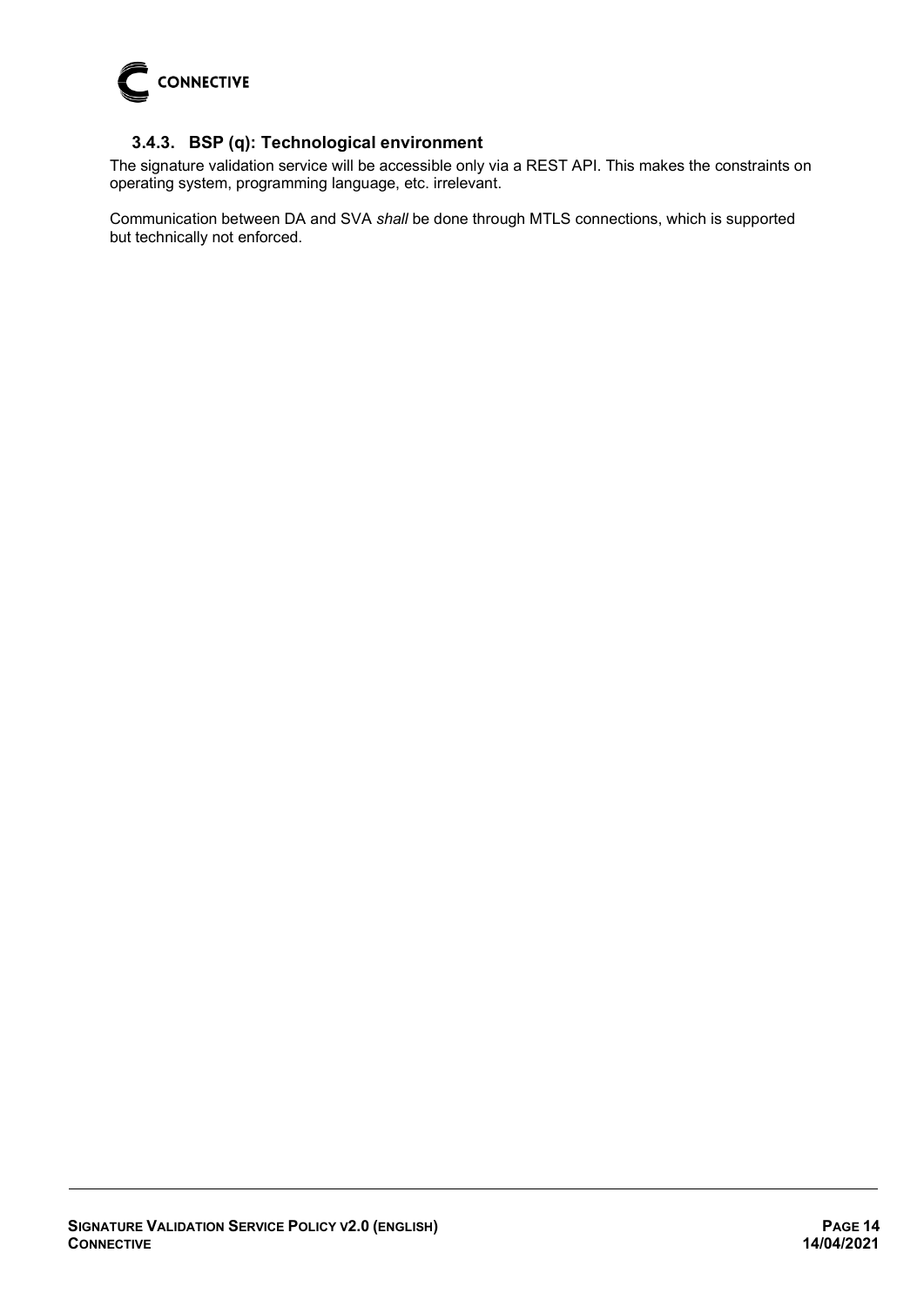### 3.4.3. BSP (q): Technological environment

The signature validation service will be accessible only via a REST API. This makes the constraints on operating system, programming language, etc. irrelevant.

Communication between DA and SVA *shall* be done through MTLS connections, which is supported but technically not enforced.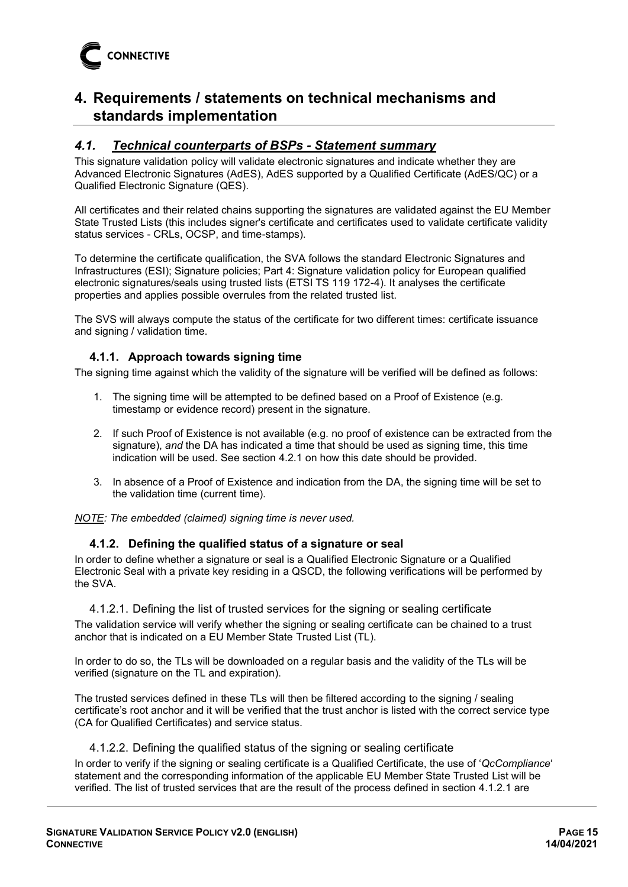# 4. Requirements / statements on technical mechanisms and standards implementation

## *4.1. Technical counterparts of BSPs - Statement summary*

This signature validation policy will validate electronic signatures and indicate whether they are Advanced Electronic Signatures (AdES), AdES supported by a Qualified Certificate (AdES/QC) or a Qualified Electronic Signature (QES).

All certificates and their related chains supporting the signatures are validated against the EU Member State Trusted Lists (this includes signer's certificate and certificates used to validate certificate validity status services - CRLs, OCSP, and time-stamps).

To determine the certificate qualification, the SVA follows the standard Electronic Signatures and Infrastructures (ESI); Signature policies; Part 4: Signature validation policy for European qualified electronic signatures/seals using trusted lists (ETSI TS 119 172-4). It analyses the certificate properties and applies possible overrules from the related trusted list.

The SVS will always compute the status of the certificate for two different times: certificate issuance and signing / validation time.

### 4.1.1. Approach towards signing time

The signing time against which the validity of the signature will be verified will be defined as follows:

1. The signing time will be attempted to be defined based on a Proof of Existence (e.g. timestamp or evidence record) present in the signature.
2. If such Proof of Existence is not available (e.g. no proof of existence can be extracted from the signature), *and* the DA has indicated a time that should be used as signing time, this time indication will be used. See section 4.2.1 on how this date should be provided.
3. In absence of a Proof of Existence and indication from the DA, the signing time will be set to the validation time (current time).

*NOTE: The embedded (claimed) signing time is never used.*

### 4.1.2. Defining the qualified status of a signature or seal

In order to define whether a signature or seal is a Qualified Electronic Signature or a Qualified Electronic Seal with a private key residing in a QSCD, the following verifications will be performed by the SVA.

#### 4.1.2.1. Defining the list of trusted services for the signing or sealing certificate

The validation service will verify whether the signing or sealing certificate can be chained to a trust anchor that is indicated on a EU Member State Trusted List (TL).

In order to do so, the TLs will be downloaded on a regular basis and the validity of the TLs will be verified (signature on the TL and expiration).

The trusted services defined in these TLs will then be filtered according to the signing / sealing certificate's root anchor and it will be verified that the trust anchor is listed with the correct service type (CA for Qualified Certificates) and service status.

#### 4.1.2.2. Defining the qualified status of the signing or sealing certificate

In order to verify if the signing or sealing certificate is a Qualified Certificate, the use of '*QcCompliance*' statement and the corresponding information of the applicable EU Member State Trusted List will be verified. The list of trusted services that are the result of the process defined in section 4.1.2.1 are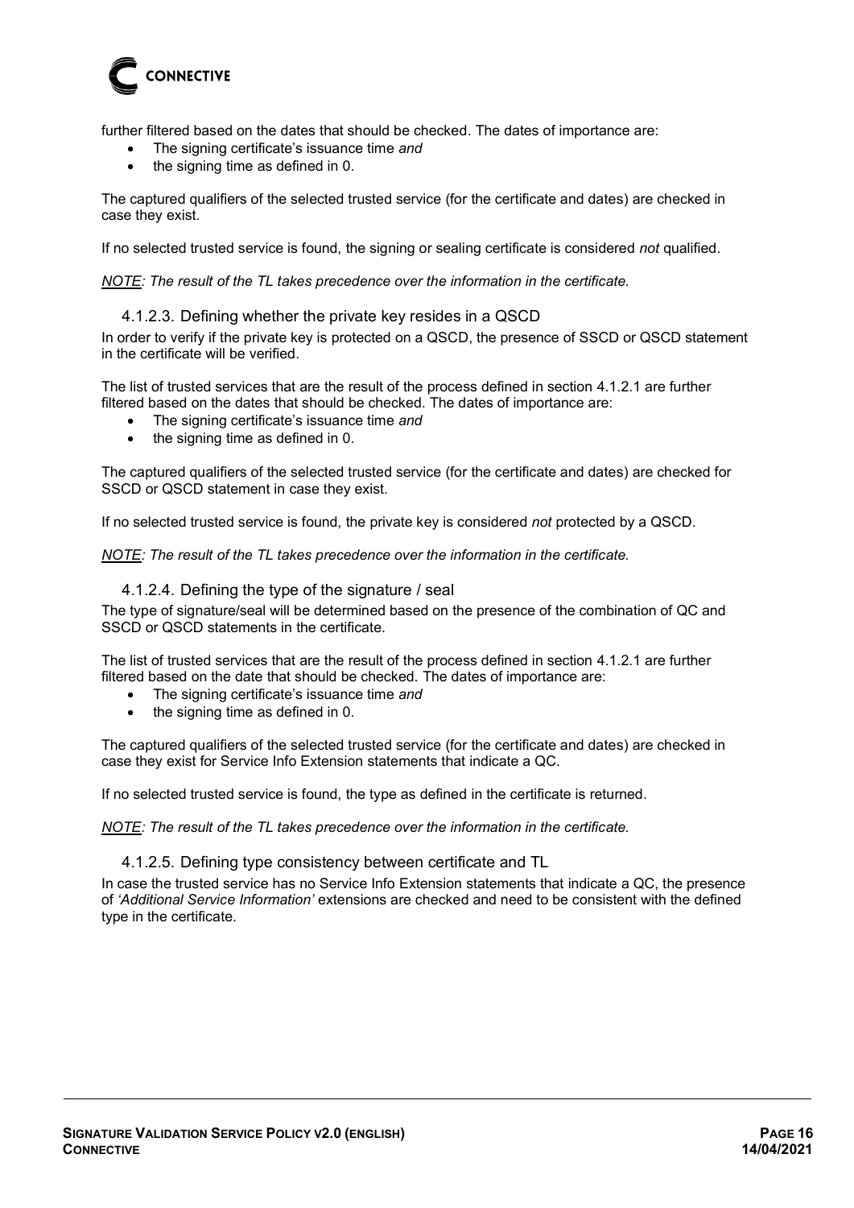further filtered based on the dates that should be checked. The dates of importance are:

- The signing certificate's issuance time *and*
- the signing time as defined in 0.

The captured qualifiers of the selected trusted service (for the certificate and dates) are checked in case they exist.

If no selected trusted service is found, the signing or sealing certificate is considered *not* qualified.

*NOTE: The result of the TL takes precedence over the information in the certificate.*

#### 4.1.2.3. Defining whether the private key resides in a QSCD

In order to verify if the private key is protected on a QSCD, the presence of SSCD or QSCD statement in the certificate will be verified.

The list of trusted services that are the result of the process defined in section 4.1.2.1 are further filtered based on the dates that should be checked. The dates of importance are:

- The signing certificate's issuance time *and*
- the signing time as defined in 0.

The captured qualifiers of the selected trusted service (for the certificate and dates) are checked for SSCD or QSCD statement in case they exist.

If no selected trusted service is found, the private key is considered *not* protected by a QSCD.

*NOTE: The result of the TL takes precedence over the information in the certificate.*

#### 4.1.2.4. Defining the type of the signature / seal

The type of signature/seal will be determined based on the presence of the combination of QC and SSCD or QSCD statements in the certificate.

The list of trusted services that are the result of the process defined in section 4.1.2.1 are further filtered based on the date that should be checked. The dates of importance are:

- The signing certificate's issuance time *and*
- the signing time as defined in 0.

The captured qualifiers of the selected trusted service (for the certificate and dates) are checked in case they exist for Service Info Extension statements that indicate a QC.

If no selected trusted service is found, the type as defined in the certificate is returned.

*NOTE: The result of the TL takes precedence over the information in the certificate.*

#### 4.1.2.5. Defining type consistency between certificate and TL

In case the trusted service has no Service Info Extension statements that indicate a QC, the presence of *'Additional Service Information'* extensions are checked and need to be consistent with the defined type in the certificate.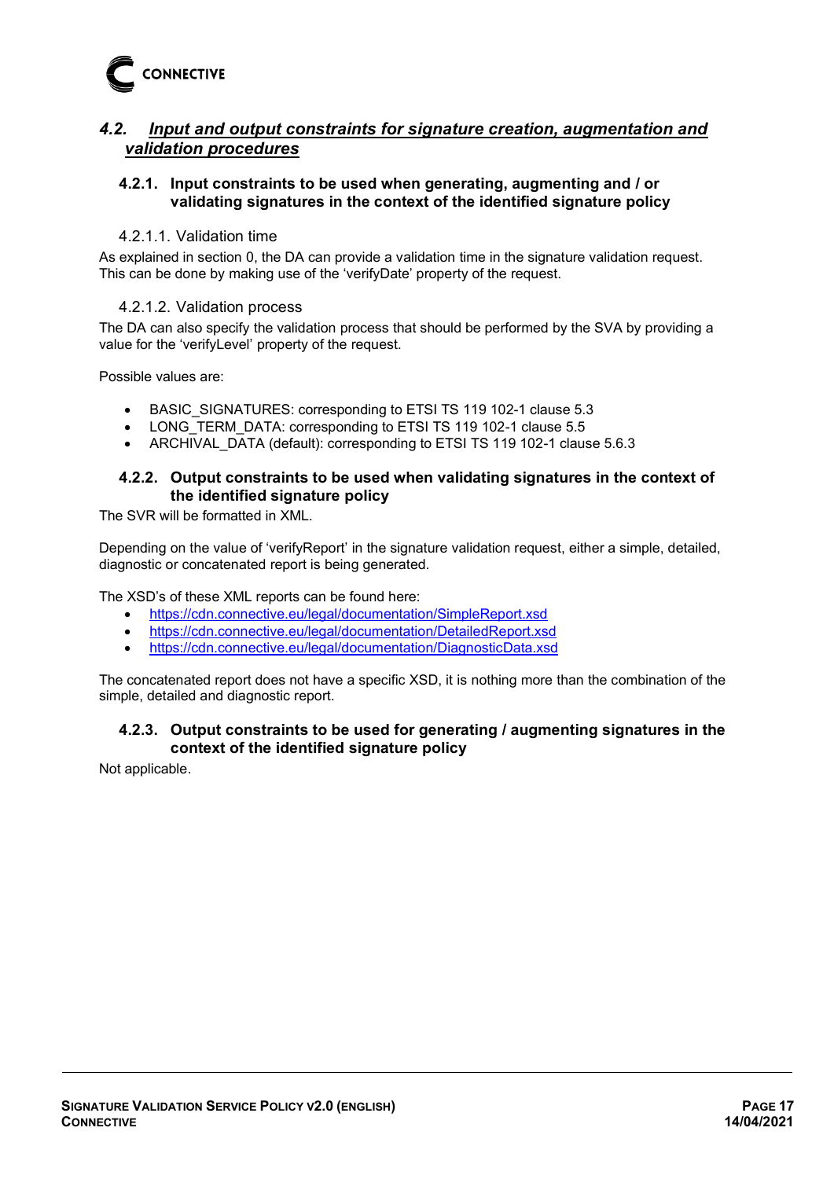## *4.2. Input and output constraints for signature creation, augmentation and validation procedures*

### 4.2.1. Input constraints to be used when generating, augmenting and / or validating signatures in the context of the identified signature policy

#### 4.2.1.1. Validation time

As explained in section 0, the DA can provide a validation time in the signature validation request. This can be done by making use of the 'verifyDate' property of the request.

#### 4.2.1.2. Validation process

The DA can also specify the validation process that should be performed by the SVA by providing a value for the 'verifyLevel' property of the request.

Possible values are:

- BASIC_SIGNATURES: corresponding to ETSI TS 119 102-1 clause 5.3
- LONG_TERM_DATA: corresponding to ETSI TS 119 102-1 clause 5.5
- ARCHIVAL_DATA (default): corresponding to ETSI TS 119 102-1 clause 5.6.3

### 4.2.2. Output constraints to be used when validating signatures in the context of the identified signature policy

The SVR will be formatted in XML.

Depending on the value of 'verifyReport' in the signature validation request, either a simple, detailed, diagnostic or concatenated report is being generated.

The XSD's of these XML reports can be found here:

- https://cdn.connective.eu/legal/documentation/SimpleReport.xsd
- https://cdn.connective.eu/legal/documentation/DetailedReport.xsd
- https://cdn.connective.eu/legal/documentation/DiagnosticData.xsd

The concatenated report does not have a specific XSD, it is nothing more than the combination of the simple, detailed and diagnostic report.

### 4.2.3. Output constraints to be used for generating / augmenting signatures in the context of the identified signature policy

Not applicable.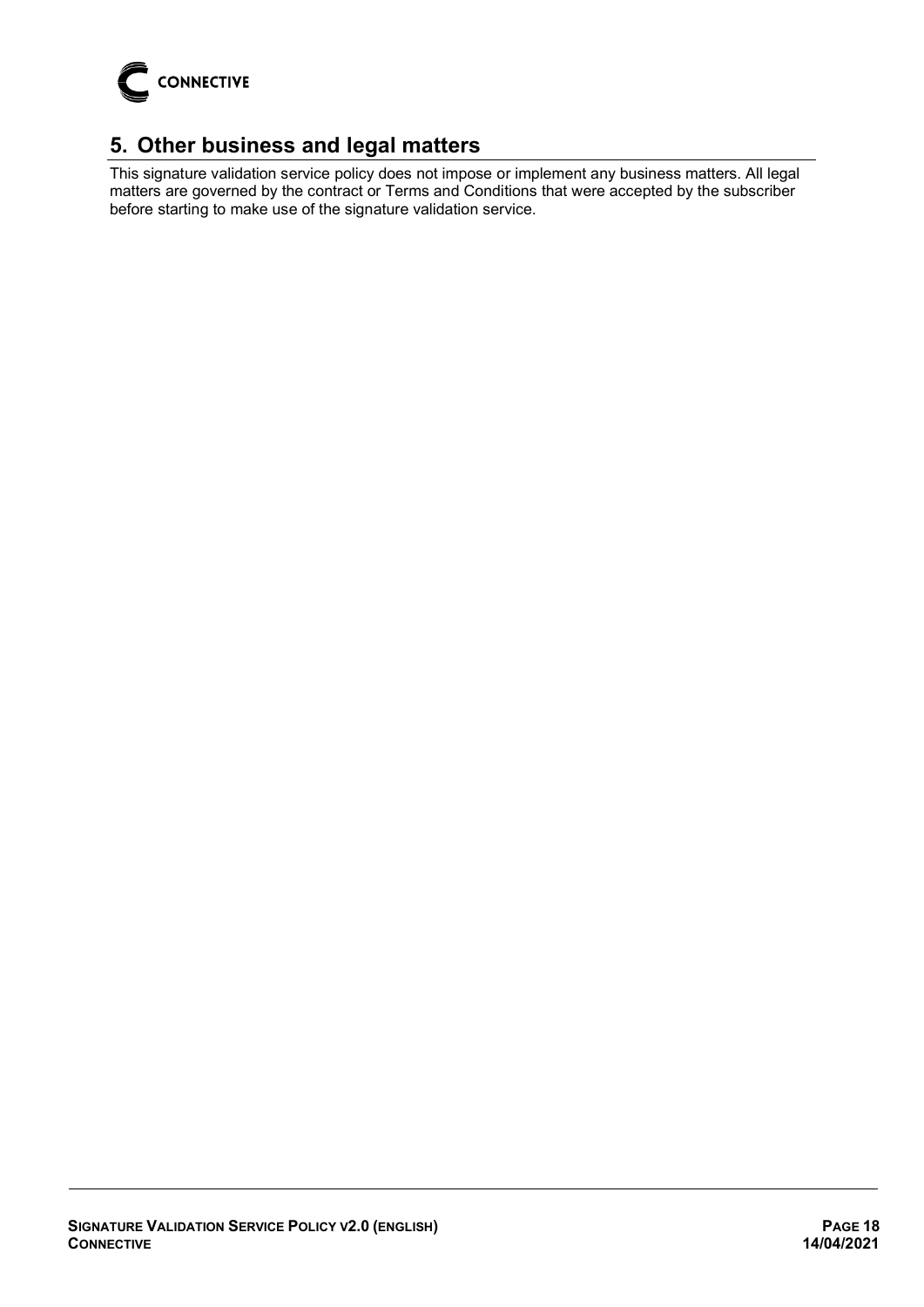## 5. Other business and legal matters

This signature validation service policy does not impose or implement any business matters. All legal matters are governed by the contract or Terms and Conditions that were accepted by the subscriber before starting to make use of the signature validation service.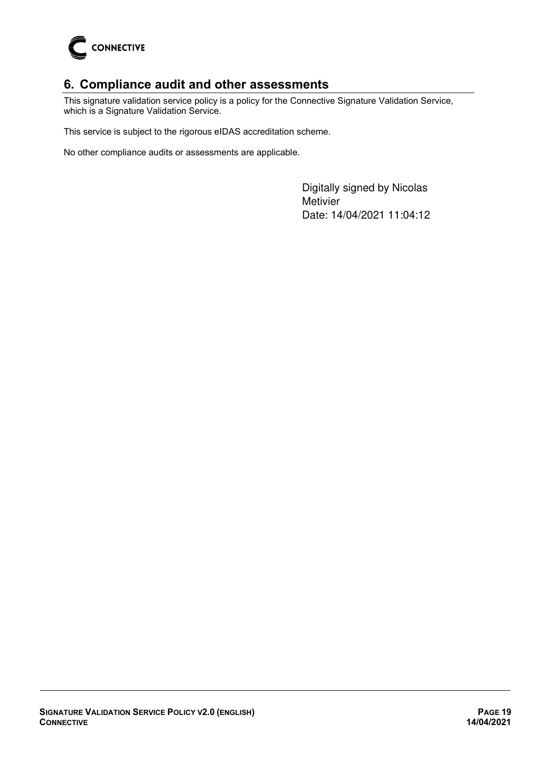## 6. Compliance audit and other assessments

This signature validation service policy is a policy for the Connective Signature Validation Service, which is a Signature Validation Service.

This service is subject to the rigorous eIDAS accreditation scheme.

No other compliance audits or assessments are applicable.

Digitally signed by Nicolas Metivier
Date: 14/04/2021 11:04:12